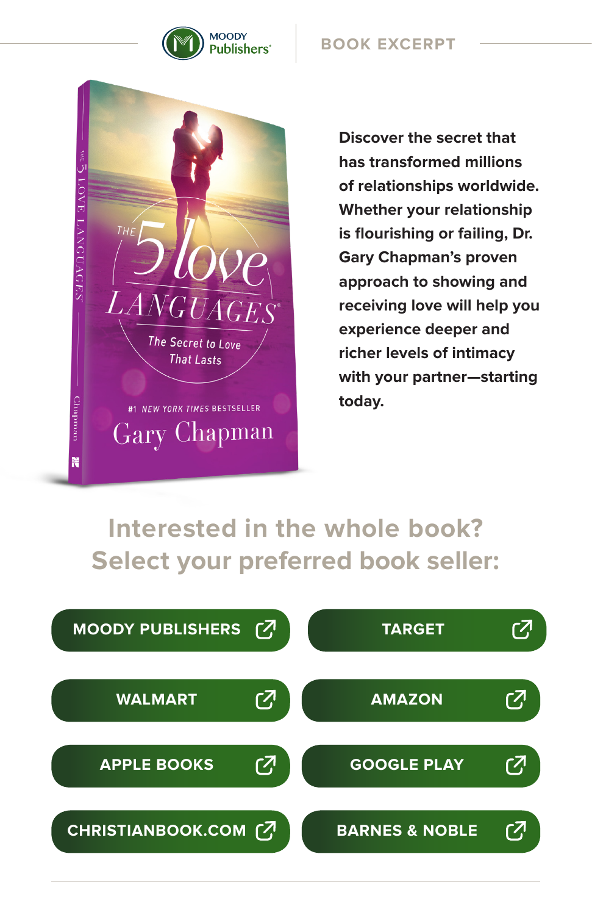MOODY Publishers

BOOK EXCERPT

Discover the secret that has transformed millions of relationships worldwide. Whether your relationship is flourishing or failing, Dr. Gary Chapman's proven approach to showing and receiving love will help you experience deeper and richer levels of intimacy with your partner—starting today.

## Interested in the whole book? Select your preferred book seller:

- MOODY PUBLISHERS
- TARGET
- WALMART
- AMAZON
- APPLE BOOKS
- GOOGLE PLAY
- CHRISTIANBOOK.COM
- BARNES & NOBLE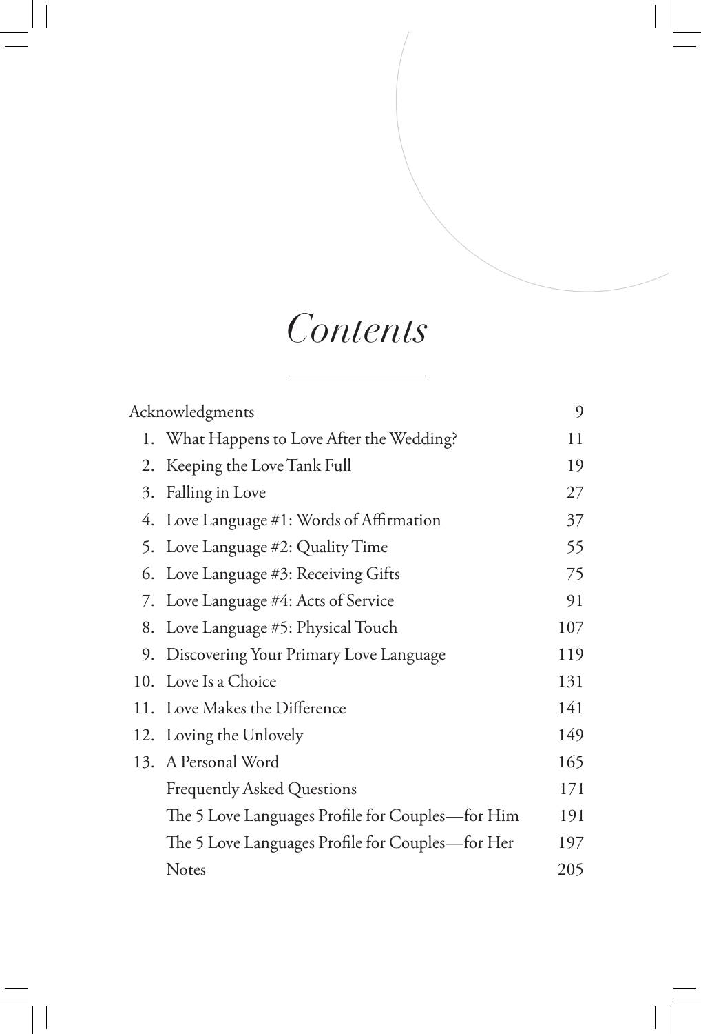# *Contents*

| | | |
|---|---|---|
| Acknowledgments | | 9 |
| 1. | What Happens to Love After the Wedding? | 11 |
| 2. | Keeping the Love Tank Full | 19 |
| 3. | Falling in Love | 27 |
| 4. | Love Language #1: Words of Affirmation | 37 |
| 5. | Love Language #2: Quality Time | 55 |
| 6. | Love Language #3: Receiving Gifts | 75 |
| 7. | Love Language #4: Acts of Service | 91 |
| 8. | Love Language #5: Physical Touch | 107 |
| 9. | Discovering Your Primary Love Language | 119 |
| 10. | Love Is a Choice | 131 |
| 11. | Love Makes the Difference | 141 |
| 12. | Loving the Unlovely | 149 |
| 13. | A Personal Word | 165 |
| | Frequently Asked Questions | 171 |
| | The 5 Love Languages Profile for Couples—for Him | 191 |
| | The 5 Love Languages Profile for Couples—for Her | 197 |
| | Notes | 205 |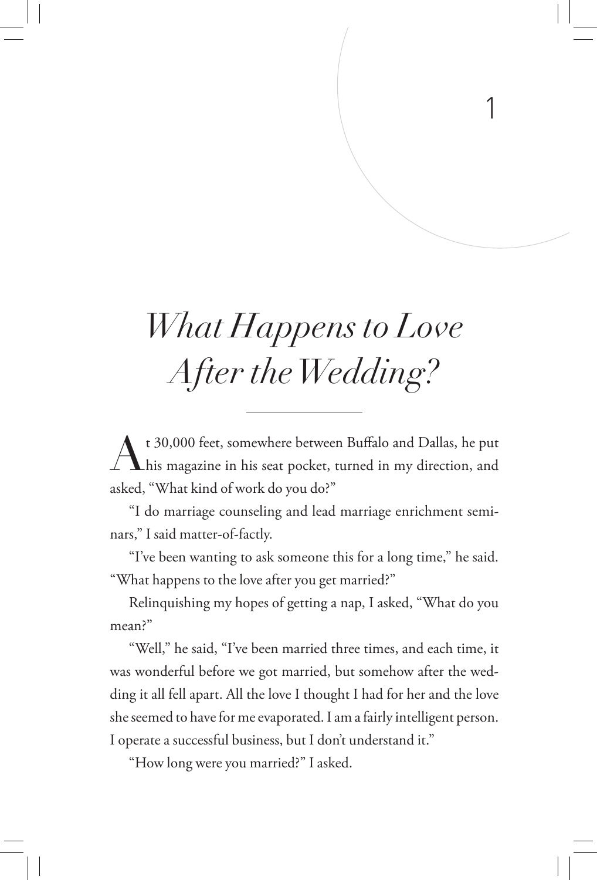# 1

# *What Happens to Love After the Wedding?*

At 30,000 feet, somewhere between Buffalo and Dallas, he put his magazine in his seat pocket, turned in my direction, and asked, "What kind of work do you do?"

"I do marriage counseling and lead marriage enrichment seminars," I said matter-of-factly.

"I've been wanting to ask someone this for a long time," he said. "What happens to the love after you get married?"

Relinquishing my hopes of getting a nap, I asked, "What do you mean?"

"Well," he said, "I've been married three times, and each time, it was wonderful before we got married, but somehow after the wedding it all fell apart. All the love I thought I had for her and the love she seemed to have for me evaporated. I am a fairly intelligent person. I operate a successful business, but I don't understand it."

"How long were you married?" I asked.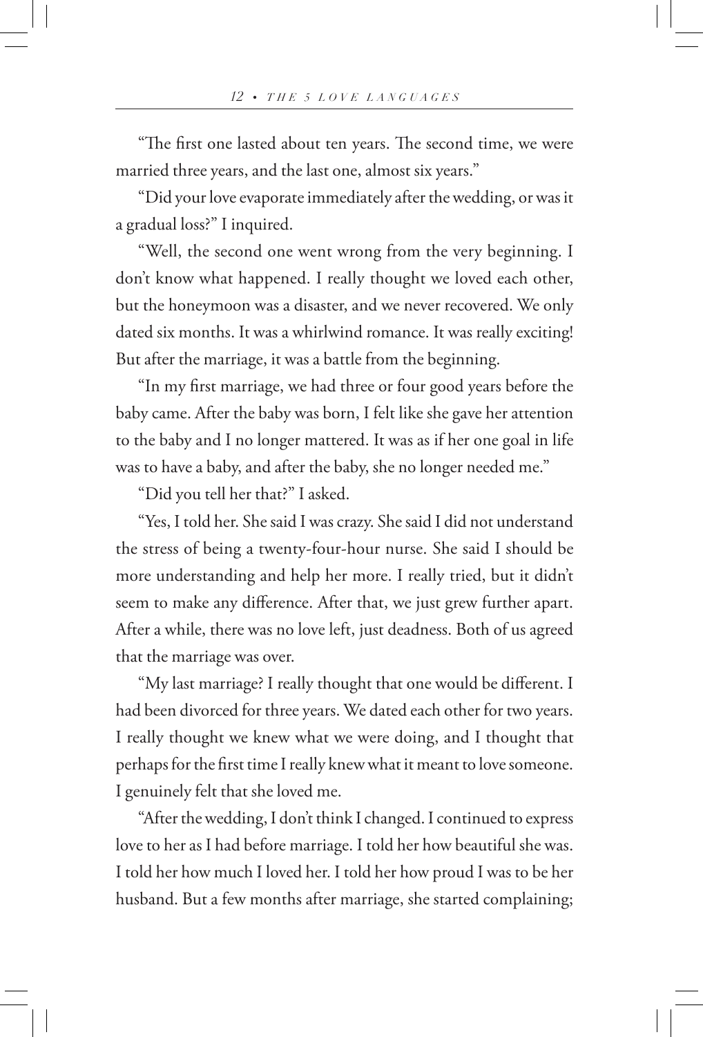"The first one lasted about ten years. The second time, we were married three years, and the last one, almost six years."

"Did your love evaporate immediately after the wedding, or was it a gradual loss?" I inquired.

"Well, the second one went wrong from the very beginning. I don't know what happened. I really thought we loved each other, but the honeymoon was a disaster, and we never recovered. We only dated six months. It was a whirlwind romance. It was really exciting! But after the marriage, it was a battle from the beginning.

"In my first marriage, we had three or four good years before the baby came. After the baby was born, I felt like she gave her attention to the baby and I no longer mattered. It was as if her one goal in life was to have a baby, and after the baby, she no longer needed me."

"Did you tell her that?" I asked.

"Yes, I told her. She said I was crazy. She said I did not understand the stress of being a twenty-four-hour nurse. She said I should be more understanding and help her more. I really tried, but it didn't seem to make any difference. After that, we just grew further apart. After a while, there was no love left, just deadness. Both of us agreed that the marriage was over.

"My last marriage? I really thought that one would be different. I had been divorced for three years. We dated each other for two years. I really thought we knew what we were doing, and I thought that perhaps for the first time I really knew what it meant to love someone. I genuinely felt that she loved me.

"After the wedding, I don't think I changed. I continued to express love to her as I had before marriage. I told her how beautiful she was. I told her how much I loved her. I told her how proud I was to be her husband. But a few months after marriage, she started complaining;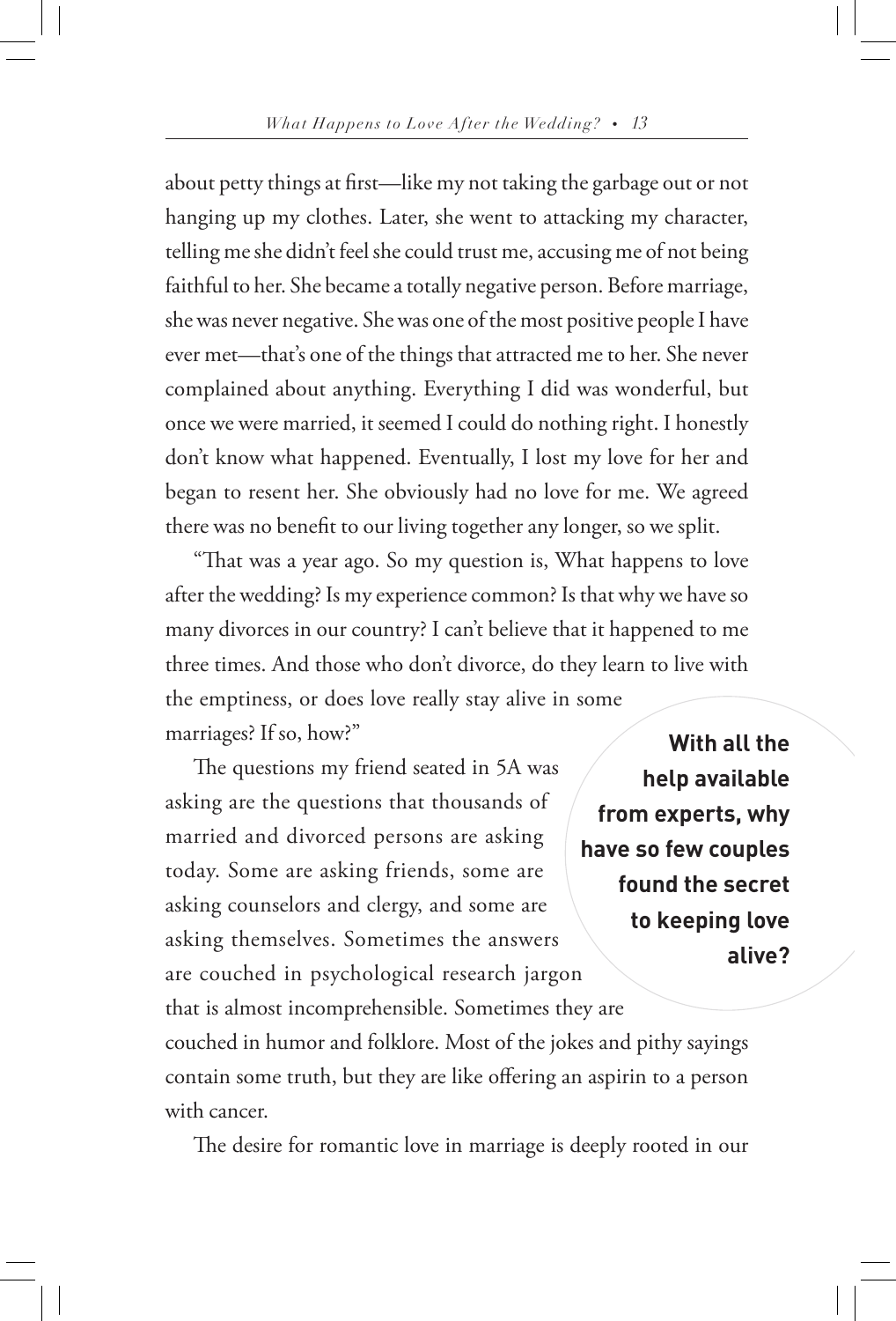about petty things at first—like my not taking the garbage out or not hanging up my clothes. Later, she went to attacking my character, telling me she didn't feel she could trust me, accusing me of not being faithful to her. She became a totally negative person. Before marriage, she was never negative. She was one of the most positive people I have ever met—that's one of the things that attracted me to her. She never complained about anything. Everything I did was wonderful, but once we were married, it seemed I could do nothing right. I honestly don't know what happened. Eventually, I lost my love for her and began to resent her. She obviously had no love for me. We agreed there was no benefit to our living together any longer, so we split.

"That was a year ago. So my question is, What happens to love after the wedding? Is my experience common? Is that why we have so many divorces in our country? I can't believe that it happened to me three times. And those who don't divorce, do they learn to live with the emptiness, or does love really stay alive in some marriages? If so, how?"

**With all the help available from experts, why have so few couples found the secret to keeping love alive?**

The questions my friend seated in 5A was asking are the questions that thousands of married and divorced persons are asking today. Some are asking friends, some are asking counselors and clergy, and some are asking themselves. Sometimes the answers are couched in psychological research jargon that is almost incomprehensible. Sometimes they are couched in humor and folklore. Most of the jokes and pithy sayings contain some truth, but they are like offering an aspirin to a person with cancer.

The desire for romantic love in marriage is deeply rooted in our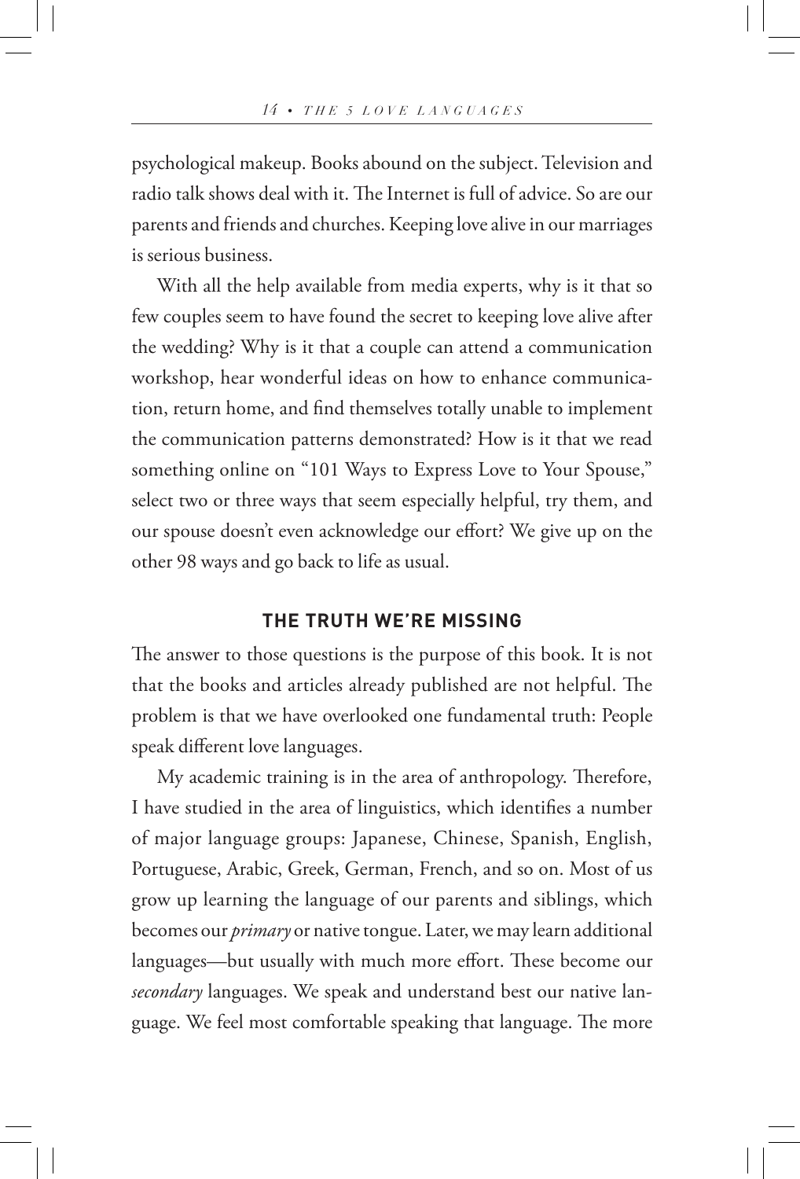psychological makeup. Books abound on the subject. Television and radio talk shows deal with it. The Internet is full of advice. So are our parents and friends and churches. Keeping love alive in our marriages is serious business.

With all the help available from media experts, why is it that so few couples seem to have found the secret to keeping love alive after the wedding? Why is it that a couple can attend a communication workshop, hear wonderful ideas on how to enhance communication, return home, and find themselves totally unable to implement the communication patterns demonstrated? How is it that we read something online on "101 Ways to Express Love to Your Spouse," select two or three ways that seem especially helpful, try them, and our spouse doesn't even acknowledge our effort? We give up on the other 98 ways and go back to life as usual.

## THE TRUTH WE'RE MISSING

The answer to those questions is the purpose of this book. It is not that the books and articles already published are not helpful. The problem is that we have overlooked one fundamental truth: People speak different love languages.

My academic training is in the area of anthropology. Therefore, I have studied in the area of linguistics, which identifies a number of major language groups: Japanese, Chinese, Spanish, English, Portuguese, Arabic, Greek, German, French, and so on. Most of us grow up learning the language of our parents and siblings, which becomes our *primary* or native tongue. Later, we may learn additional languages—but usually with much more effort. These become our *secondary* languages. We speak and understand best our native language. We feel most comfortable speaking that language. The more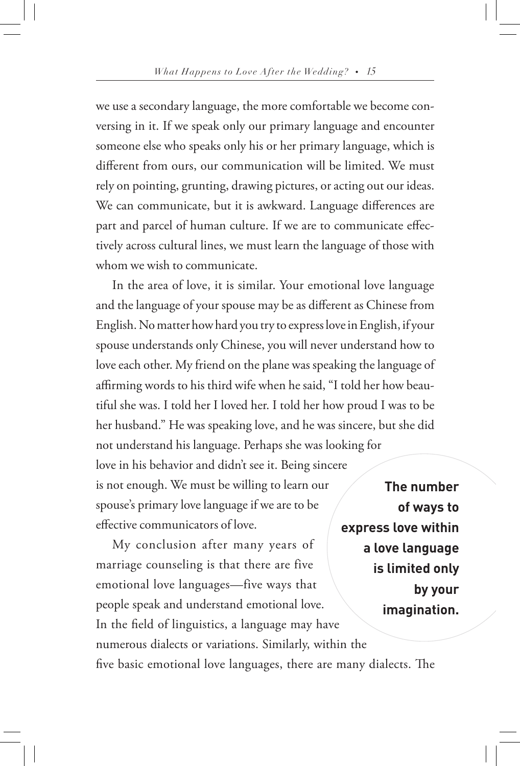we use a secondary language, the more comfortable we become conversing in it. If we speak only our primary language and encounter someone else who speaks only his or her primary language, which is different from ours, our communication will be limited. We must rely on pointing, grunting, drawing pictures, or acting out our ideas. We can communicate, but it is awkward. Language differences are part and parcel of human culture. If we are to communicate effectively across cultural lines, we must learn the language of those with whom we wish to communicate.

In the area of love, it is similar. Your emotional love language and the language of your spouse may be as different as Chinese from English. No matter how hard you try to express love in English, if your spouse understands only Chinese, you will never understand how to love each other. My friend on the plane was speaking the language of affirming words to his third wife when he said, "I told her how beautiful she was. I told her I loved her. I told her how proud I was to be her husband." He was speaking love, and he was sincere, but she did not understand his language. Perhaps she was looking for love in his behavior and didn't see it. Being sincere is not enough. We must be willing to learn our spouse's primary love language if we are to be effective communicators of love.

**The number of ways to express love within a love language is limited only by your imagination.**

My conclusion after many years of marriage counseling is that there are five emotional love languages—five ways that people speak and understand emotional love. In the field of linguistics, a language may have numerous dialects or variations. Similarly, within the five basic emotional love languages, there are many dialects. The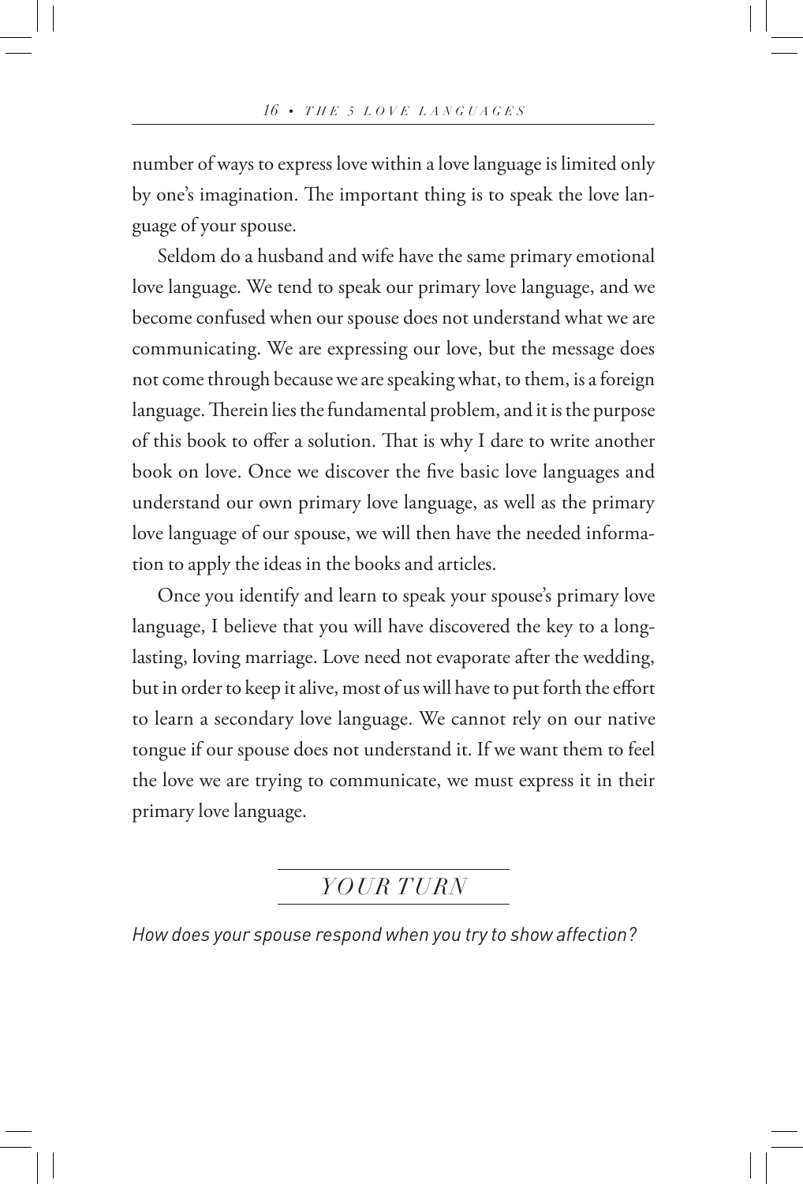number of ways to express love within a love language is limited only by one's imagination. The important thing is to speak the love language of your spouse.

Seldom do a husband and wife have the same primary emotional love language. We tend to speak our primary love language, and we become confused when our spouse does not understand what we are communicating. We are expressing our love, but the message does not come through because we are speaking what, to them, is a foreign language. Therein lies the fundamental problem, and it is the purpose of this book to offer a solution. That is why I dare to write another book on love. Once we discover the five basic love languages and understand our own primary love language, as well as the primary love language of our spouse, we will then have the needed information to apply the ideas in the books and articles.

Once you identify and learn to speak your spouse's primary love language, I believe that you will have discovered the key to a long-lasting, loving marriage. Love need not evaporate after the wedding, but in order to keep it alive, most of us will have to put forth the effort to learn a secondary love language. We cannot rely on our native tongue if our spouse does not understand it. If we want them to feel the love we are trying to communicate, we must express it in their primary love language.

## *YOUR TURN*

*How does your spouse respond when you try to show affection?*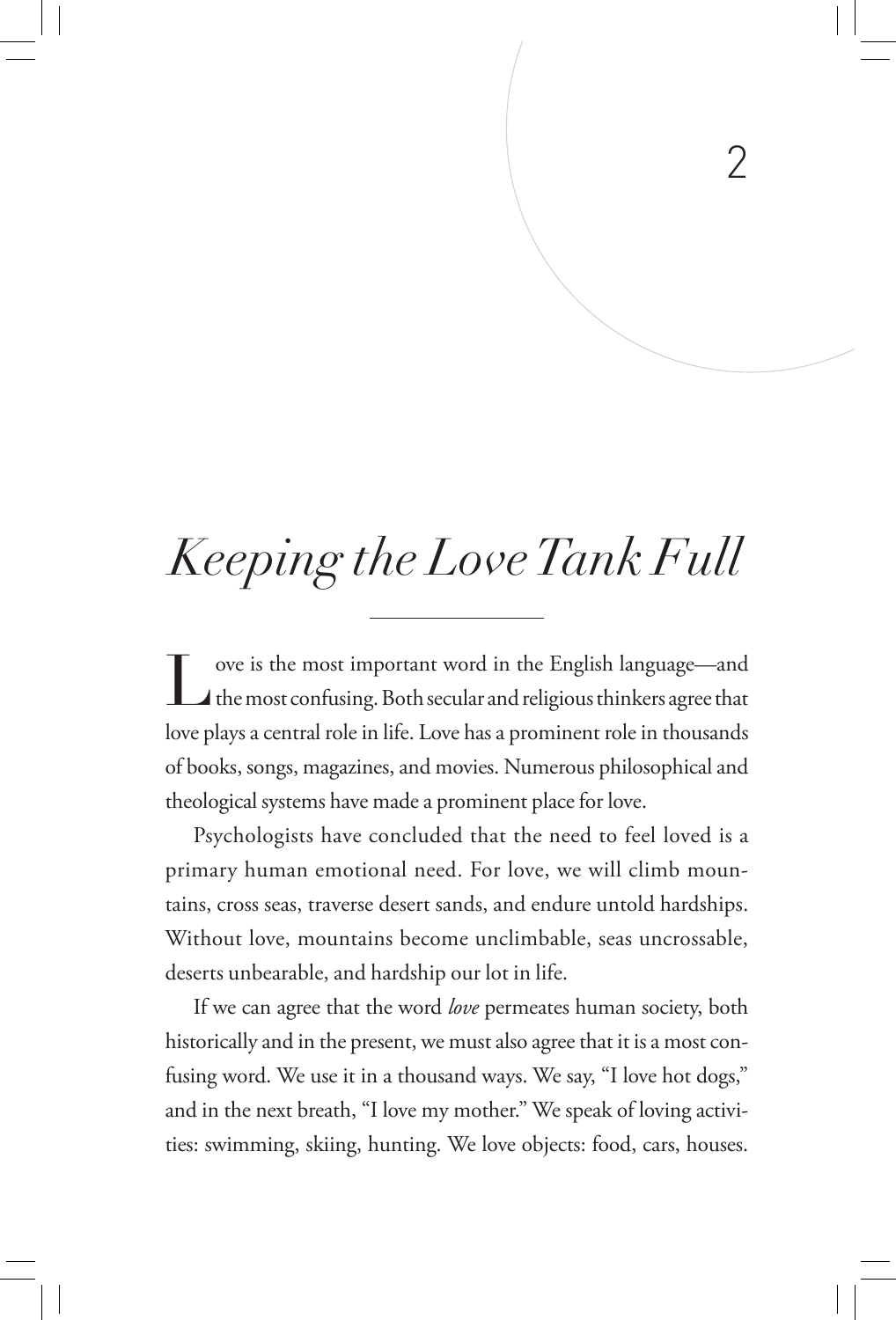2

# *Keeping the Love Tank Full*

Love is the most important word in the English language—and the most confusing. Both secular and religious thinkers agree that love plays a central role in life. Love has a prominent role in thousands of books, songs, magazines, and movies. Numerous philosophical and theological systems have made a prominent place for love.

Psychologists have concluded that the need to feel loved is a primary human emotional need. For love, we will climb mountains, cross seas, traverse desert sands, and endure untold hardships. Without love, mountains become unclimbable, seas uncrossable, deserts unbearable, and hardship our lot in life.

If we can agree that the word *love* permeates human society, both historically and in the present, we must also agree that it is a most confusing word. We use it in a thousand ways. We say, "I love hot dogs," and in the next breath, "I love my mother." We speak of loving activities: swimming, skiing, hunting. We love objects: food, cars, houses.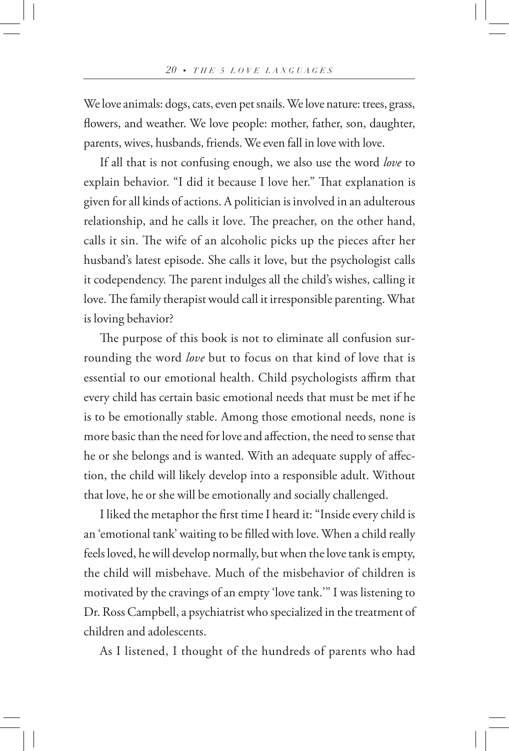We love animals: dogs, cats, even pet snails. We love nature: trees, grass, flowers, and weather. We love people: mother, father, son, daughter, parents, wives, husbands, friends. We even fall in love with love.

If all that is not confusing enough, we also use the word *love* to explain behavior. "I did it because I love her." That explanation is given for all kinds of actions. A politician is involved in an adulterous relationship, and he calls it love. The preacher, on the other hand, calls it sin. The wife of an alcoholic picks up the pieces after her husband's latest episode. She calls it love, but the psychologist calls it codependency. The parent indulges all the child's wishes, calling it love. The family therapist would call it irresponsible parenting. What is loving behavior?

The purpose of this book is not to eliminate all confusion surrounding the word *love* but to focus on that kind of love that is essential to our emotional health. Child psychologists affirm that every child has certain basic emotional needs that must be met if he is to be emotionally stable. Among those emotional needs, none is more basic than the need for love and affection, the need to sense that he or she belongs and is wanted. With an adequate supply of affection, the child will likely develop into a responsible adult. Without that love, he or she will be emotionally and socially challenged.

I liked the metaphor the first time I heard it: "Inside every child is an 'emotional tank' waiting to be filled with love. When a child really feels loved, he will develop normally, but when the love tank is empty, the child will misbehave. Much of the misbehavior of children is motivated by the cravings of an empty 'love tank.'" I was listening to Dr. Ross Campbell, a psychiatrist who specialized in the treatment of children and adolescents.

As I listened, I thought of the hundreds of parents who had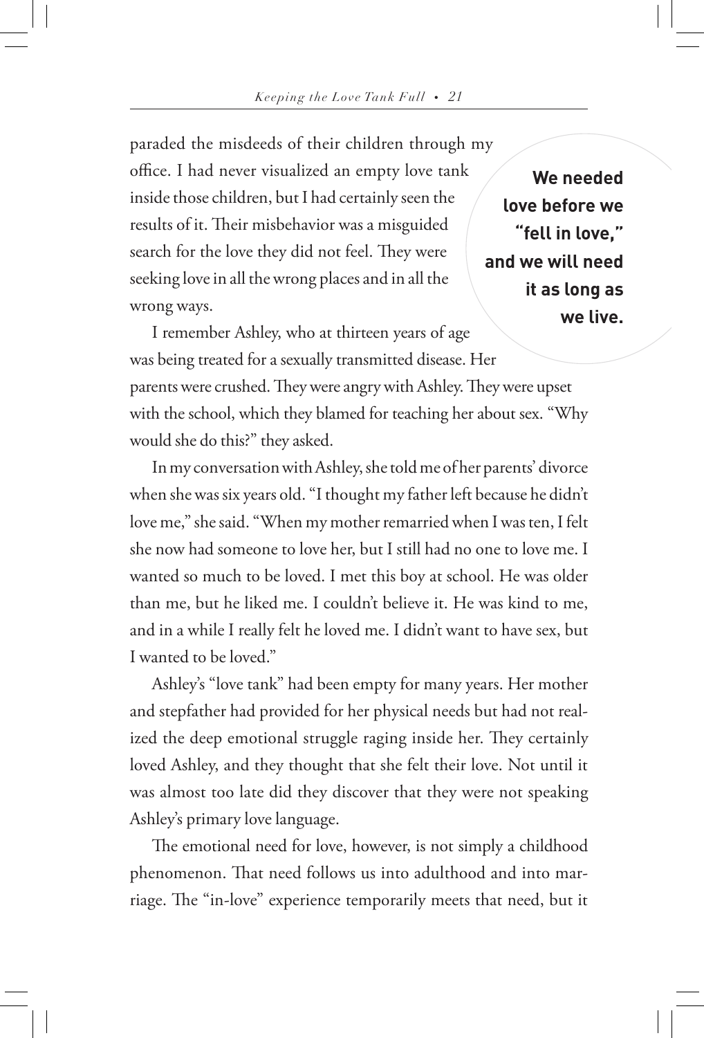paraded the misdeeds of their children through my office. I had never visualized an empty love tank inside those children, but I had certainly seen the results of it. Their misbehavior was a misguided search for the love they did not feel. They were seeking love in all the wrong places and in all the wrong ways.

**We needed love before we "fell in love," and we will need it as long as we live.**

I remember Ashley, who at thirteen years of age was being treated for a sexually transmitted disease. Her parents were crushed. They were angry with Ashley. They were upset with the school, which they blamed for teaching her about sex. "Why would she do this?" they asked.

In my conversation with Ashley, she told me of her parents' divorce when she was six years old. "I thought my father left because he didn't love me," she said. "When my mother remarried when I was ten, I felt she now had someone to love her, but I still had no one to love me. I wanted so much to be loved. I met this boy at school. He was older than me, but he liked me. I couldn't believe it. He was kind to me, and in a while I really felt he loved me. I didn't want to have sex, but I wanted to be loved."

Ashley's "love tank" had been empty for many years. Her mother and stepfather had provided for her physical needs but had not realized the deep emotional struggle raging inside her. They certainly loved Ashley, and they thought that she felt their love. Not until it was almost too late did they discover that they were not speaking Ashley's primary love language.

The emotional need for love, however, is not simply a childhood phenomenon. That need follows us into adulthood and into marriage. The "in-love" experience temporarily meets that need, but it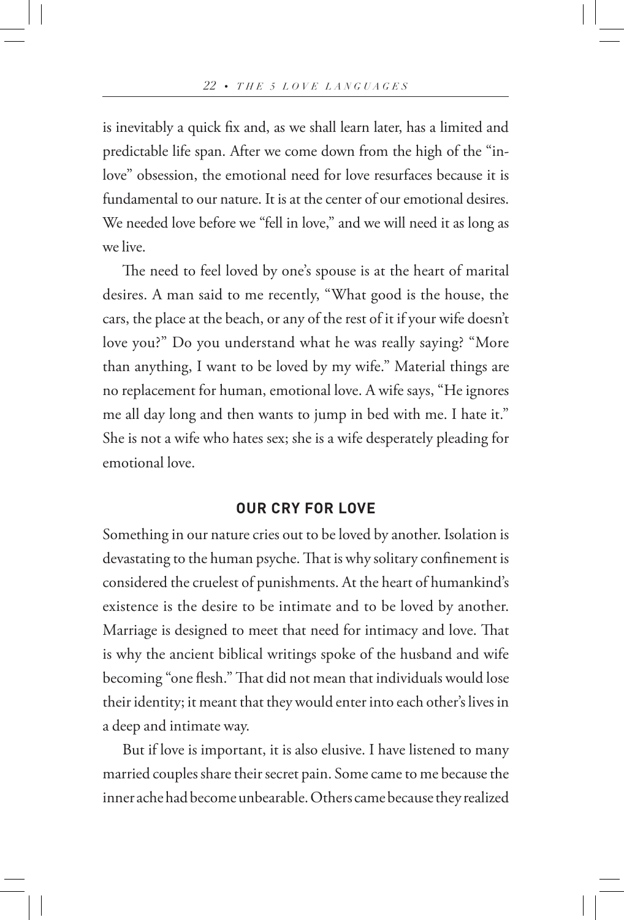is inevitably a quick fix and, as we shall learn later, has a limited and predictable life span. After we come down from the high of the "in-love" obsession, the emotional need for love resurfaces because it is fundamental to our nature. It is at the center of our emotional desires. We needed love before we "fell in love," and we will need it as long as we live.

The need to feel loved by one's spouse is at the heart of marital desires. A man said to me recently, "What good is the house, the cars, the place at the beach, or any of the rest of it if your wife doesn't love you?" Do you understand what he was really saying? "More than anything, I want to be loved by my wife." Material things are no replacement for human, emotional love. A wife says, "He ignores me all day long and then wants to jump in bed with me. I hate it." She is not a wife who hates sex; she is a wife desperately pleading for emotional love.

## OUR CRY FOR LOVE

Something in our nature cries out to be loved by another. Isolation is devastating to the human psyche. That is why solitary confinement is considered the cruelest of punishments. At the heart of humankind's existence is the desire to be intimate and to be loved by another. Marriage is designed to meet that need for intimacy and love. That is why the ancient biblical writings spoke of the husband and wife becoming "one flesh." That did not mean that individuals would lose their identity; it meant that they would enter into each other's lives in a deep and intimate way.

But if love is important, it is also elusive. I have listened to many married couples share their secret pain. Some came to me because the inner ache had become unbearable. Others came because they realized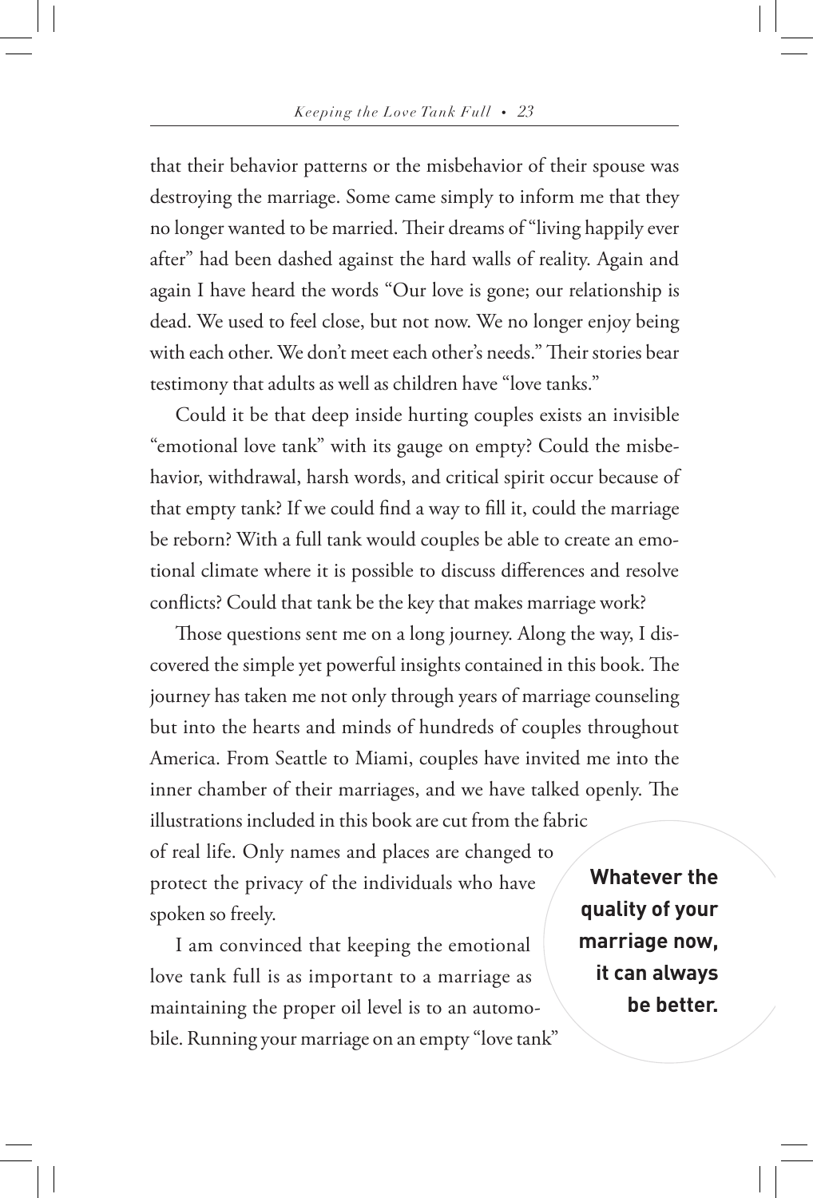that their behavior patterns or the misbehavior of their spouse was destroying the marriage. Some came simply to inform me that they no longer wanted to be married. Their dreams of "living happily ever after" had been dashed against the hard walls of reality. Again and again I have heard the words "Our love is gone; our relationship is dead. We used to feel close, but not now. We no longer enjoy being with each other. We don't meet each other's needs." Their stories bear testimony that adults as well as children have "love tanks."

Could it be that deep inside hurting couples exists an invisible "emotional love tank" with its gauge on empty? Could the misbehavior, withdrawal, harsh words, and critical spirit occur because of that empty tank? If we could find a way to fill it, could the marriage be reborn? With a full tank would couples be able to create an emotional climate where it is possible to discuss differences and resolve conflicts? Could that tank be the key that makes marriage work?

Those questions sent me on a long journey. Along the way, I discovered the simple yet powerful insights contained in this book. The journey has taken me not only through years of marriage counseling but into the hearts and minds of hundreds of couples throughout America. From Seattle to Miami, couples have invited me into the inner chamber of their marriages, and we have talked openly. The illustrations included in this book are cut from the fabric of real life. Only names and places are changed to protect the privacy of the individuals who have spoken so freely.

**Whatever the quality of your marriage now, it can always be better.**

I am convinced that keeping the emotional love tank full is as important to a marriage as maintaining the proper oil level is to an automobile. Running your marriage on an empty "love tank"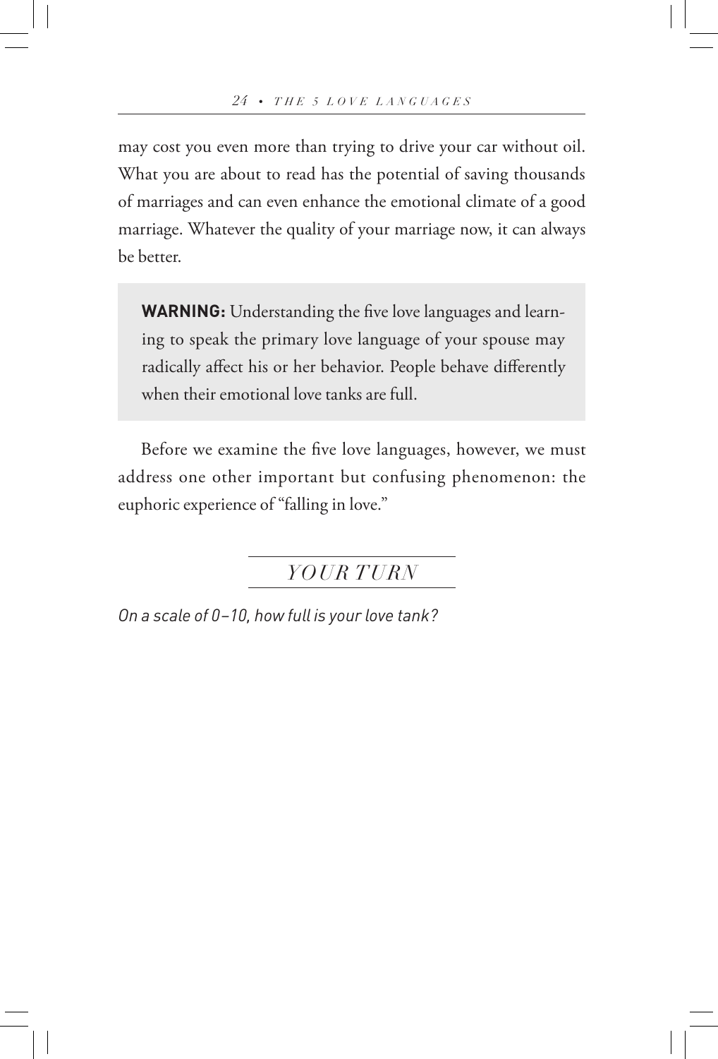may cost you even more than trying to drive your car without oil. What you are about to read has the potential of saving thousands of marriages and can even enhance the emotional climate of a good marriage. Whatever the quality of your marriage now, it can always be better.

> **WARNING:** Understanding the five love languages and learning to speak the primary love language of your spouse may radically affect his or her behavior. People behave differently when their emotional love tanks are full.

Before we examine the five love languages, however, we must address one other important but confusing phenomenon: the euphoric experience of "falling in love."

## *YOUR TURN*

*On a scale of 0–10, how full is your love tank?*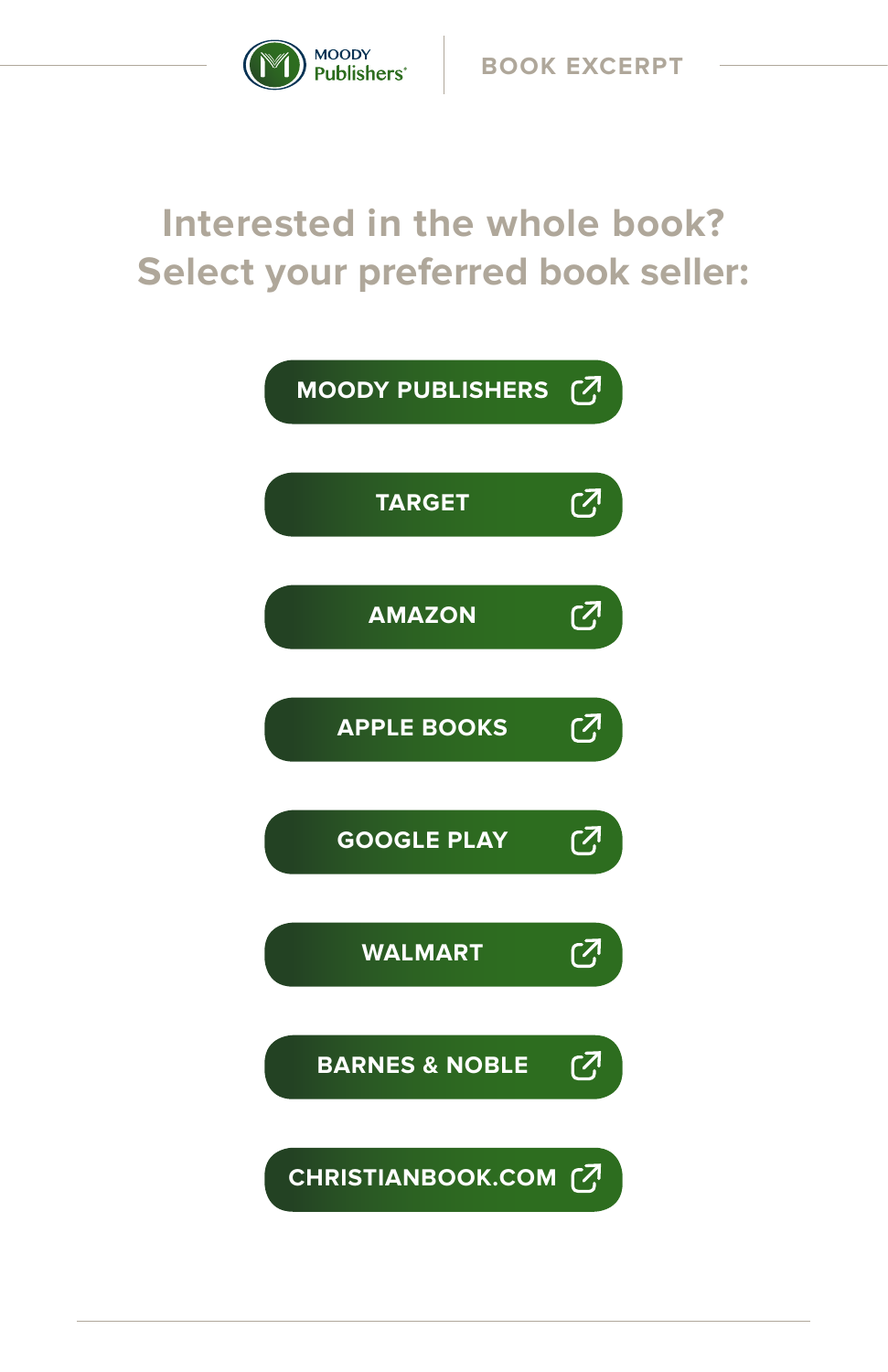MOODY Publishers | BOOK EXCERPT

## Interested in the whole book?
## Select your preferred book seller:

- MOODY PUBLISHERS
- TARGET
- AMAZON
- APPLE BOOKS
- GOOGLE PLAY
- WALMART
- BARNES & NOBLE
- CHRISTIANBOOK.COM